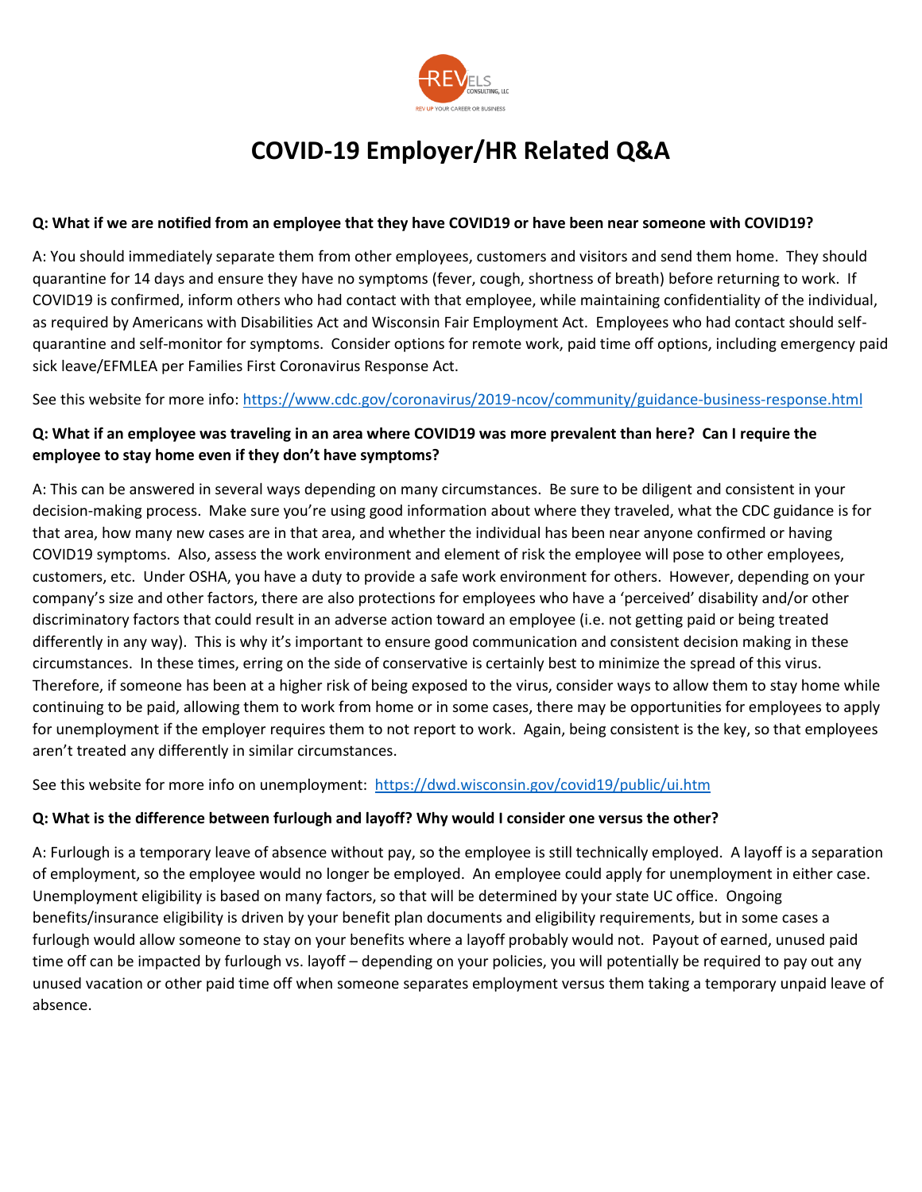# COVID-19 Employer/HR Related Q&A

**Q: What if we are notified from an employee that they have COVID19 or have been near someone with COVID19?**

A: You should immediately separate them from other employees, customers and visitors and send them home. They should quarantine for 14 days and ensure they have no symptoms (fever, cough, shortness of breath) before returning to work. If COVID19 is confirmed, inform others who had contact with that employee, while maintaining confidentiality of the individual, as required by Americans with Disabilities Act and Wisconsin Fair Employment Act. Employees who had contact should self-quarantine and self-monitor for symptoms. Consider options for remote work, paid time off options, including emergency paid sick leave/EFMLEA per Families First Coronavirus Response Act.

See this website for more info: https://www.cdc.gov/coronavirus/2019-ncov/community/guidance-business-response.html

**Q: What if an employee was traveling in an area where COVID19 was more prevalent than here? Can I require the employee to stay home even if they don't have symptoms?**

A: This can be answered in several ways depending on many circumstances. Be sure to be diligent and consistent in your decision-making process. Make sure you're using good information about where they traveled, what the CDC guidance is for that area, how many new cases are in that area, and whether the individual has been near anyone confirmed or having COVID19 symptoms. Also, assess the work environment and element of risk the employee will pose to other employees, customers, etc. Under OSHA, you have a duty to provide a safe work environment for others. However, depending on your company's size and other factors, there are also protections for employees who have a 'perceived' disability and/or other discriminatory factors that could result in an adverse action toward an employee (i.e. not getting paid or being treated differently in any way). This is why it's important to ensure good communication and consistent decision making in these circumstances. In these times, erring on the side of conservative is certainly best to minimize the spread of this virus. Therefore, if someone has been at a higher risk of being exposed to the virus, consider ways to allow them to stay home while continuing to be paid, allowing them to work from home or in some cases, there may be opportunities for employees to apply for unemployment if the employer requires them to not report to work. Again, being consistent is the key, so that employees aren't treated any differently in similar circumstances.

See this website for more info on unemployment: https://dwd.wisconsin.gov/covid19/public/ui.htm

**Q: What is the difference between furlough and layoff? Why would I consider one versus the other?**

A: Furlough is a temporary leave of absence without pay, so the employee is still technically employed. A layoff is a separation of employment, so the employee would no longer be employed. An employee could apply for unemployment in either case. Unemployment eligibility is based on many factors, so that will be determined by your state UC office. Ongoing benefits/insurance eligibility is driven by your benefit plan documents and eligibility requirements, but in some cases a furlough would allow someone to stay on your benefits where a layoff probably would not. Payout of earned, unused paid time off can be impacted by furlough vs. layoff – depending on your policies, you will potentially be required to pay out any unused vacation or other paid time off when someone separates employment versus them taking a temporary unpaid leave of absence.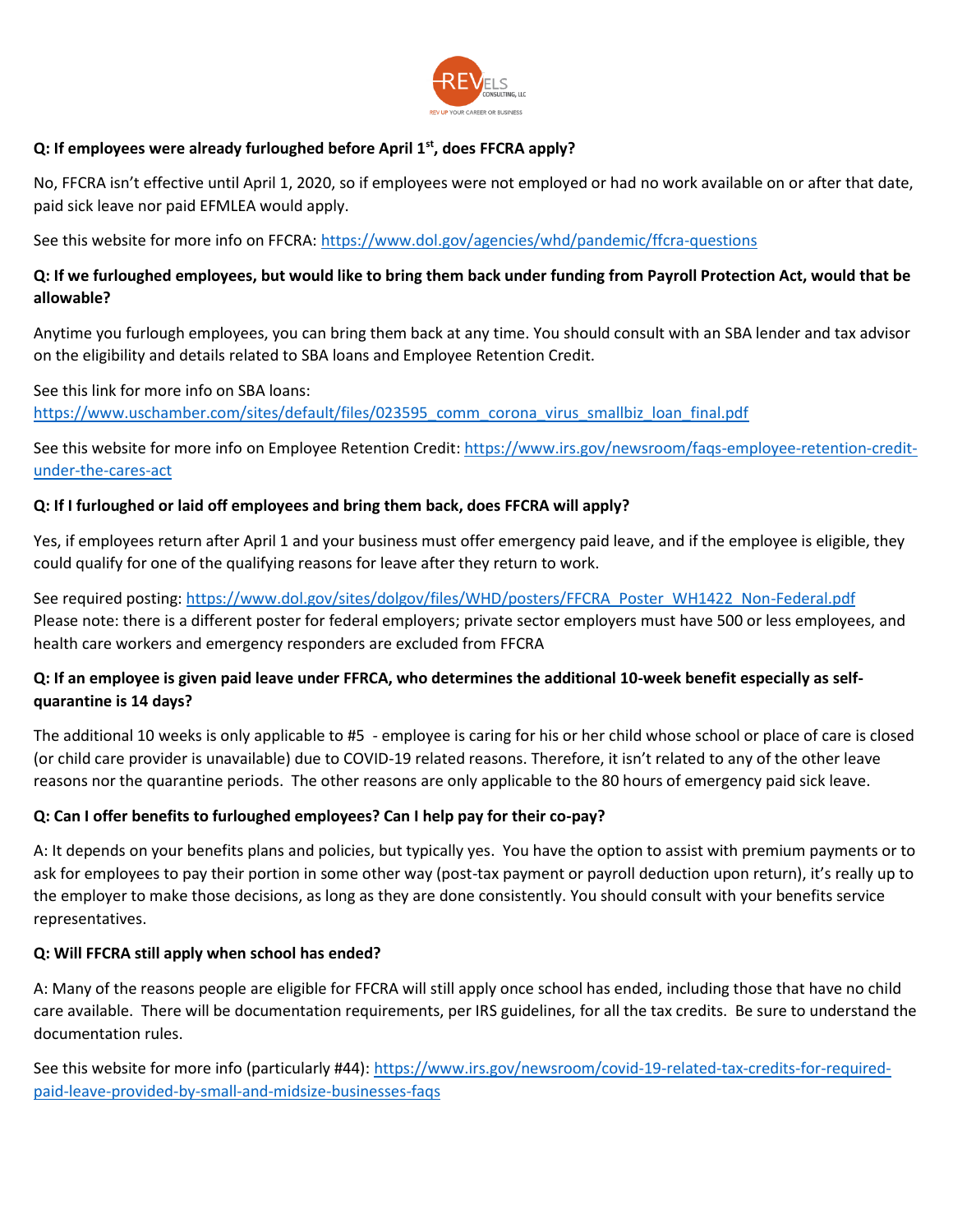**Q: If employees were already furloughed before April 1st, does FFCRA apply?**

No, FFCRA isn't effective until April 1, 2020, so if employees were not employed or had no work available on or after that date, paid sick leave nor paid EFMLEA would apply.

See this website for more info on FFCRA: https://www.dol.gov/agencies/whd/pandemic/ffcra-questions

**Q: If we furloughed employees, but would like to bring them back under funding from Payroll Protection Act, would that be allowable?**

Anytime you furlough employees, you can bring them back at any time. You should consult with an SBA lender and tax advisor on the eligibility and details related to SBA loans and Employee Retention Credit.

See this link for more info on SBA loans:
https://www.uschamber.com/sites/default/files/023595_comm_corona_virus_smallbiz_loan_final.pdf

See this website for more info on Employee Retention Credit: https://www.irs.gov/newsroom/faqs-employee-retention-credit-under-the-cares-act

**Q: If I furloughed or laid off employees and bring them back, does FFCRA will apply?**

Yes, if employees return after April 1 and your business must offer emergency paid leave, and if the employee is eligible, they could qualify for one of the qualifying reasons for leave after they return to work.

See required posting: https://www.dol.gov/sites/dolgov/files/WHD/posters/FFCRA_Poster_WH1422_Non-Federal.pdf
Please note: there is a different poster for federal employers; private sector employers must have 500 or less employees, and health care workers and emergency responders are excluded from FFCRA

**Q: If an employee is given paid leave under FFRCA, who determines the additional 10-week benefit especially as self-quarantine is 14 days?**

The additional 10 weeks is only applicable to #5 - employee is caring for his or her child whose school or place of care is closed (or child care provider is unavailable) due to COVID-19 related reasons. Therefore, it isn't related to any of the other leave reasons nor the quarantine periods. The other reasons are only applicable to the 80 hours of emergency paid sick leave.

**Q: Can I offer benefits to furloughed employees? Can I help pay for their co-pay?**

A: It depends on your benefits plans and policies, but typically yes. You have the option to assist with premium payments or to ask for employees to pay their portion in some other way (post-tax payment or payroll deduction upon return), it's really up to the employer to make those decisions, as long as they are done consistently. You should consult with your benefits service representatives.

**Q: Will FFCRA still apply when school has ended?**

A: Many of the reasons people are eligible for FFCRA will still apply once school has ended, including those that have no child care available. There will be documentation requirements, per IRS guidelines, for all the tax credits. Be sure to understand the documentation rules.

See this website for more info (particularly #44): https://www.irs.gov/newsroom/covid-19-related-tax-credits-for-required-paid-leave-provided-by-small-and-midsize-businesses-faqs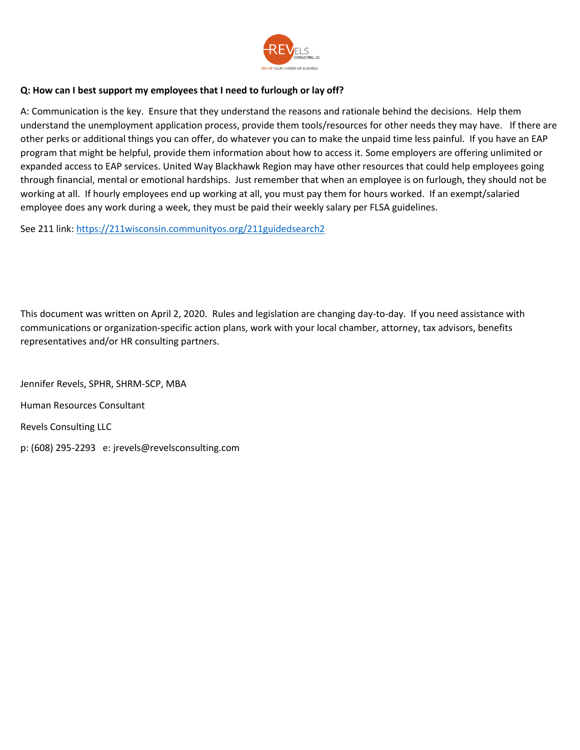**Q: How can I best support my employees that I need to furlough or lay off?**

A: Communication is the key. Ensure that they understand the reasons and rationale behind the decisions. Help them understand the unemployment application process, provide them tools/resources for other needs they may have. If there are other perks or additional things you can offer, do whatever you can to make the unpaid time less painful. If you have an EAP program that might be helpful, provide them information about how to access it. Some employers are offering unlimited or expanded access to EAP services. United Way Blackhawk Region may have other resources that could help employees going through financial, mental or emotional hardships. Just remember that when an employee is on furlough, they should not be working at all. If hourly employees end up working at all, you must pay them for hours worked. If an exempt/salaried employee does any work during a week, they must be paid their weekly salary per FLSA guidelines.

See 211 link: https://211wisconsin.communityos.org/211guidedsearch2

This document was written on April 2, 2020. Rules and legislation are changing day-to-day. If you need assistance with communications or organization-specific action plans, work with your local chamber, attorney, tax advisors, benefits representatives and/or HR consulting partners.

Jennifer Revels, SPHR, SHRM-SCP, MBA

Human Resources Consultant

Revels Consulting LLC

p: (608) 295-2293 e: jrevels@revelsconsulting.com